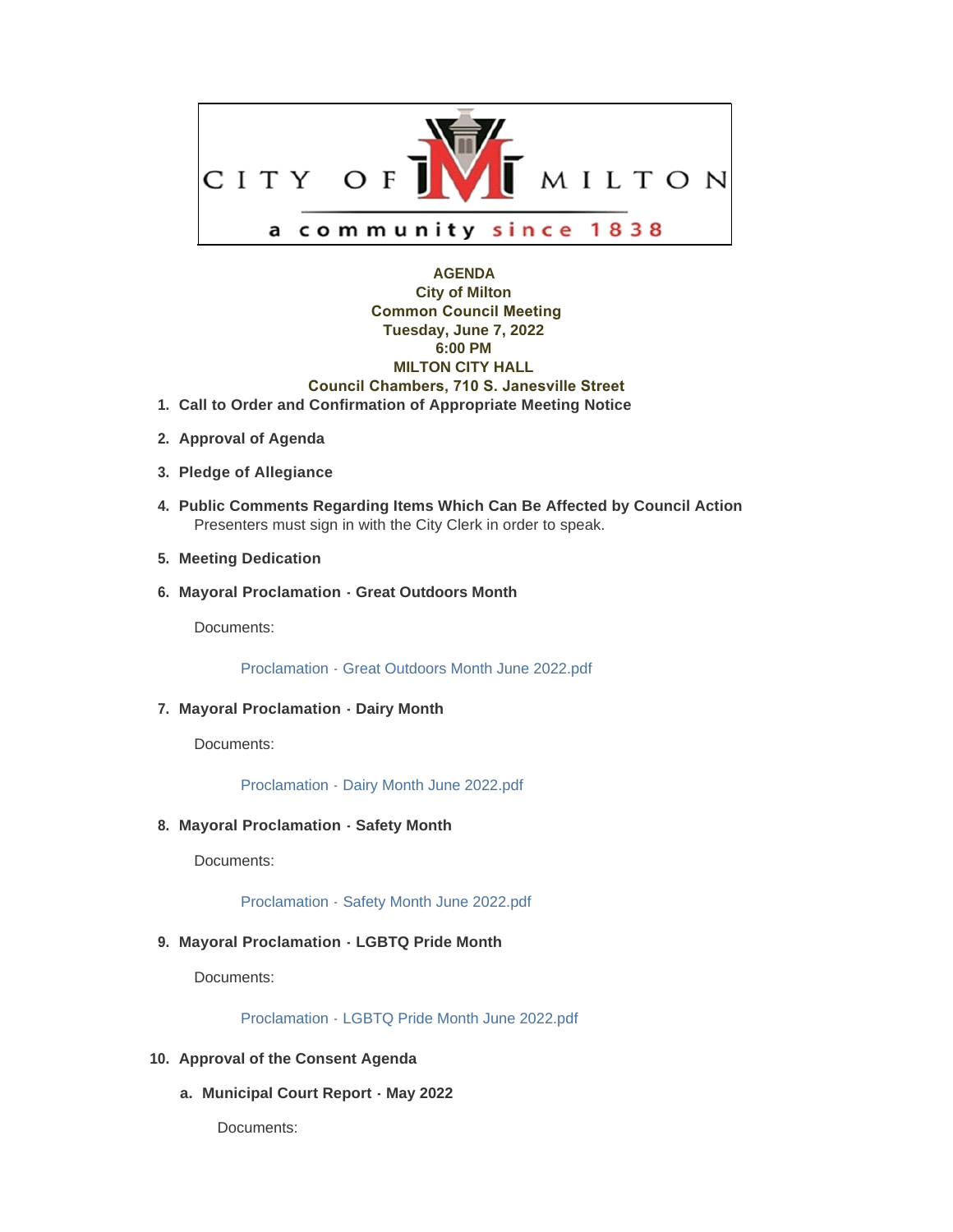CITY OF MILTON

a community since 1838

**AGENDA**
**City of Milton**
**Common Council Meeting**
**Tuesday, June 7, 2022**
**6:00 PM**
**MILTON CITY HALL**
**Council Chambers, 710 S. Janesville Street**

1. **Call to Order and Confirmation of Appropriate Meeting Notice**

2. **Approval of Agenda**

3. **Pledge of Allegiance**

4. **Public Comments Regarding Items Which Can Be Affected by Council Action**

   Presenters must sign in with the City Clerk in order to speak.

5. **Meeting Dedication**

6. **Mayoral Proclamation - Great Outdoors Month**

   Documents:

   Proclamation - Great Outdoors Month June 2022.pdf

7. **Mayoral Proclamation - Dairy Month**

   Documents:

   Proclamation - Dairy Month June 2022.pdf

8. **Mayoral Proclamation - Safety Month**

   Documents:

   Proclamation - Safety Month June 2022.pdf

9. **Mayoral Proclamation - LGBTQ Pride Month**

   Documents:

   Proclamation - LGBTQ Pride Month June 2022.pdf

10. **Approval of the Consent Agenda**

    a. **Municipal Court Report - May 2022**

       Documents: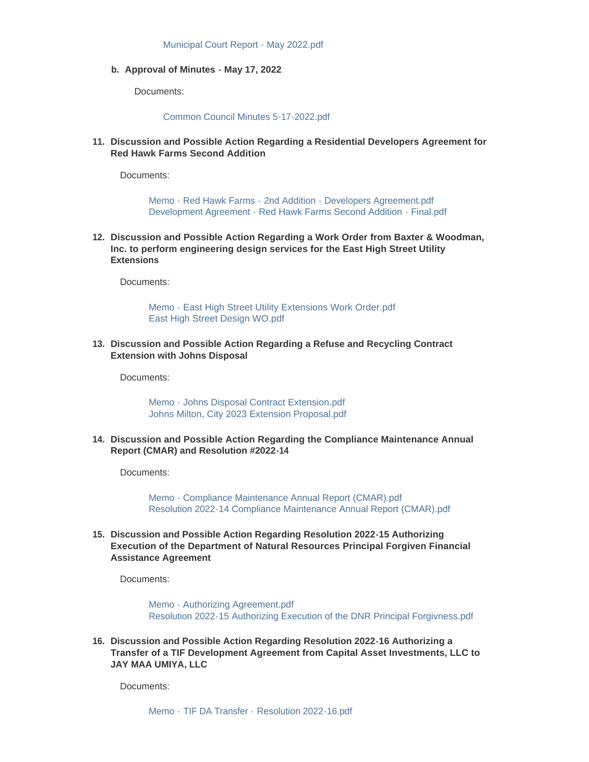Municipal Court Report - May 2022.pdf

b. **Approval of Minutes - May 17, 2022**

Documents:

Common Council Minutes 5-17-2022.pdf

11. **Discussion and Possible Action Regarding a Residential Developers Agreement for Red Hawk Farms Second Addition**

Documents:

Memo - Red Hawk Farms - 2nd Addition - Developers Agreement.pdf
Development Agreement - Red Hawk Farms Second Addition - Final.pdf

12. **Discussion and Possible Action Regarding a Work Order from Baxter & Woodman, Inc. to perform engineering design services for the East High Street Utility Extensions**

Documents:

Memo - East High Street Utility Extensions Work Order.pdf
East High Street Design WO.pdf

13. **Discussion and Possible Action Regarding a Refuse and Recycling Contract Extension with Johns Disposal**

Documents:

Memo - Johns Disposal Contract Extension.pdf
Johns Milton, City 2023 Extension Proposal.pdf

14. **Discussion and Possible Action Regarding the Compliance Maintenance Annual Report (CMAR) and Resolution #2022-14**

Documents:

Memo - Compliance Maintenance Annual Report (CMAR).pdf
Resolution 2022-14 Compliance Maintenance Annual Report (CMAR).pdf

15. **Discussion and Possible Action Regarding Resolution 2022-15 Authorizing Execution of the Department of Natural Resources Principal Forgiven Financial Assistance Agreement**

Documents:

Memo - Authorizing Agreement.pdf
Resolution 2022-15 Authorizing Execution of the DNR Principal Forgivness.pdf

16. **Discussion and Possible Action Regarding Resolution 2022-16 Authorizing a Transfer of a TIF Development Agreement from Capital Asset Investments, LLC to JAY MAA UMIYA, LLC**

Documents:

Memo - TIF DA Transfer - Resolution 2022-16.pdf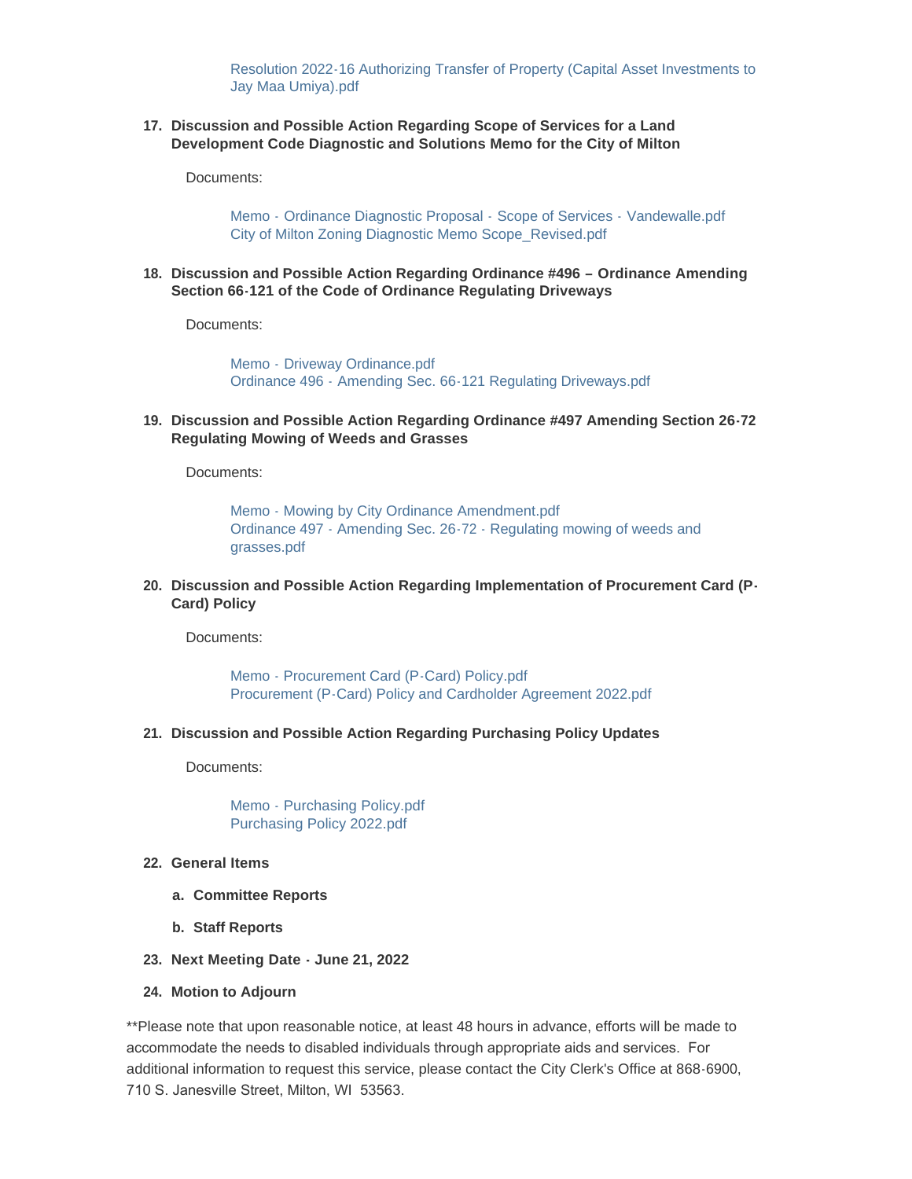Resolution 2022-16 Authorizing Transfer of Property (Capital Asset Investments to Jay Maa Umiya).pdf

17. **Discussion and Possible Action Regarding Scope of Services for a Land Development Code Diagnostic and Solutions Memo for the City of Milton**

    Documents:

    Memo - Ordinance Diagnostic Proposal - Scope of Services - Vandewalle.pdf
    City of Milton Zoning Diagnostic Memo Scope_Revised.pdf

18. **Discussion and Possible Action Regarding Ordinance #496 – Ordinance Amending Section 66-121 of the Code of Ordinance Regulating Driveways**

    Documents:

    Memo - Driveway Ordinance.pdf
    Ordinance 496 - Amending Sec. 66-121 Regulating Driveways.pdf

19. **Discussion and Possible Action Regarding Ordinance #497 Amending Section 26-72 Regulating Mowing of Weeds and Grasses**

    Documents:

    Memo - Mowing by City Ordinance Amendment.pdf
    Ordinance 497 - Amending Sec. 26-72 - Regulating mowing of weeds and grasses.pdf

20. **Discussion and Possible Action Regarding Implementation of Procurement Card (P-Card) Policy**

    Documents:

    Memo - Procurement Card (P-Card) Policy.pdf
    Procurement (P-Card) Policy and Cardholder Agreement 2022.pdf

21. **Discussion and Possible Action Regarding Purchasing Policy Updates**

    Documents:

    Memo - Purchasing Policy.pdf
    Purchasing Policy 2022.pdf

22. **General Items**

    a. **Committee Reports**

    b. **Staff Reports**

23. **Next Meeting Date - June 21, 2022**

24. **Motion to Adjourn**

**Please note that upon reasonable notice, at least 48 hours in advance, efforts will be made to accommodate the needs to disabled individuals through appropriate aids and services. For additional information to request this service, please contact the City Clerk's Office at 868-6900, 710 S. Janesville Street, Milton, WI 53563.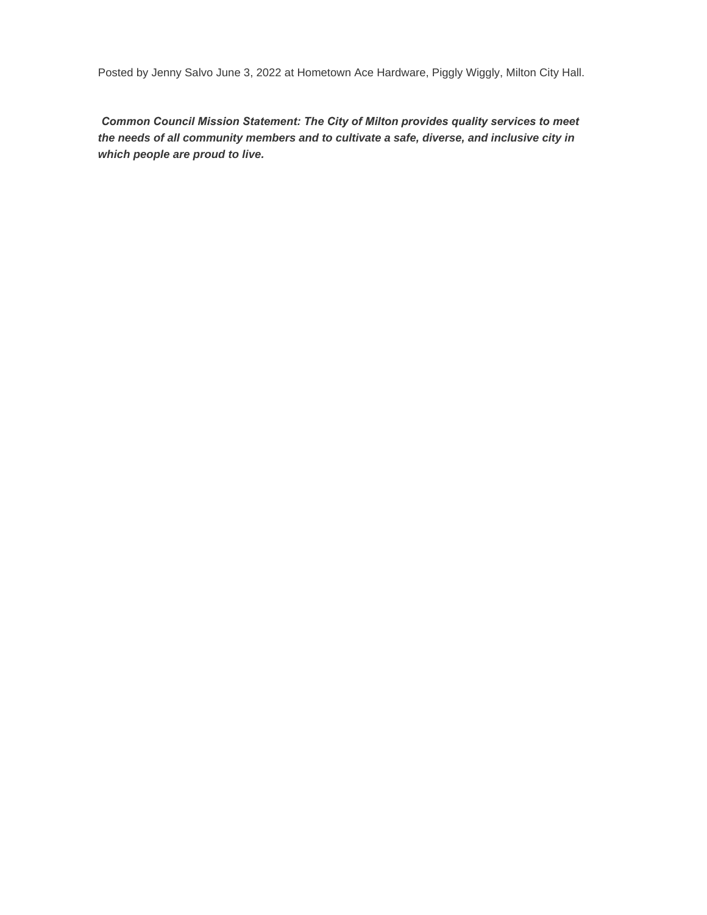Posted by Jenny Salvo June 3, 2022 at Hometown Ace Hardware, Piggly Wiggly, Milton City Hall.

***Common Council Mission Statement: The City of Milton provides quality services to meet the needs of all community members and to cultivate a safe, diverse, and inclusive city in which people are proud to live.***